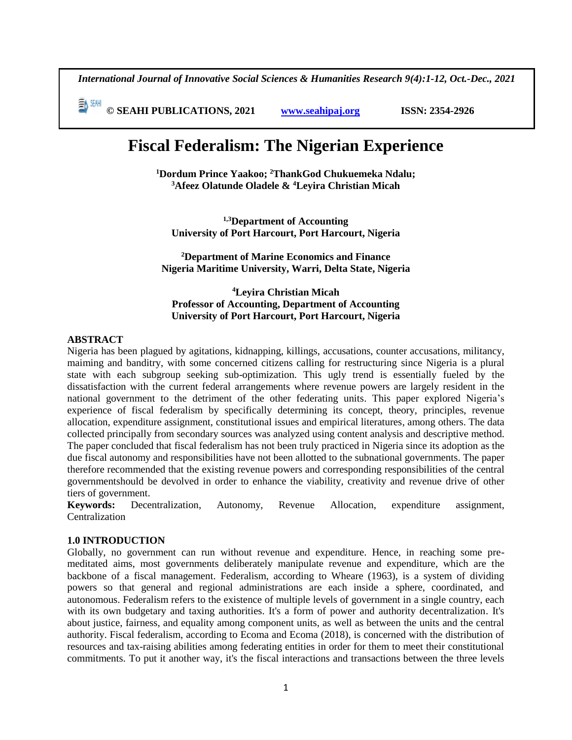# Fiscal Federalism: The Nigerian Experience

**[1]Dordum Prince Yaakoo; [2]ThankGod Chukuemeka Ndalu; [3]Afeez Olatunde Oladele & [4]Leyira Christian Micah**

**[1,3]Department of Accounting
University of Port Harcourt, Port Harcourt, Nigeria**

**[2]Department of Marine Economics and Finance
Nigeria Maritime University, Warri, Delta State, Nigeria**

**[4]Leyira Christian Micah
Professor of Accounting, Department of Accounting
University of Port Harcourt, Port Harcourt, Nigeria**

## ABSTRACT

Nigeria has been plagued by agitations, kidnapping, killings, accusations, counter accusations, militancy, maiming and banditry, with some concerned citizens calling for restructuring since Nigeria is a plural state with each subgroup seeking sub-optimization. This ugly trend is essentially fueled by the dissatisfaction with the current federal arrangements where revenue powers are largely resident in the national government to the detriment of the other federating units. This paper explored Nigeria's experience of fiscal federalism by specifically determining its concept, theory, principles, revenue allocation, expenditure assignment, constitutional issues and empirical literatures, among others. The data collected principally from secondary sources was analyzed using content analysis and descriptive method. The paper concluded that fiscal federalism has not been truly practiced in Nigeria since its adoption as the due fiscal autonomy and responsibilities have not been allotted to the subnational governments. The paper therefore recommended that the existing revenue powers and corresponding responsibilities of the central governmentshould be devolved in order to enhance the viability, creativity and revenue drive of other tiers of government.

**Keywords:** Decentralization, Autonomy, Revenue Allocation, expenditure assignment, Centralization

## 1.0 INTRODUCTION

Globally, no government can run without revenue and expenditure. Hence, in reaching some pre-meditated aims, most governments deliberately manipulate revenue and expenditure, which are the backbone of a fiscal management. Federalism, according to Wheare (1963), is a system of dividing powers so that general and regional administrations are each inside a sphere, coordinated, and autonomous. Federalism refers to the existence of multiple levels of government in a single country, each with its own budgetary and taxing authorities. It's a form of power and authority decentralization. It's about justice, fairness, and equality among component units, as well as between the units and the central authority. Fiscal federalism, according to Ecoma and Ecoma (2018), is concerned with the distribution of resources and tax-raising abilities among federating entities in order for them to meet their constitutional commitments. To put it another way, it's the fiscal interactions and transactions between the three levels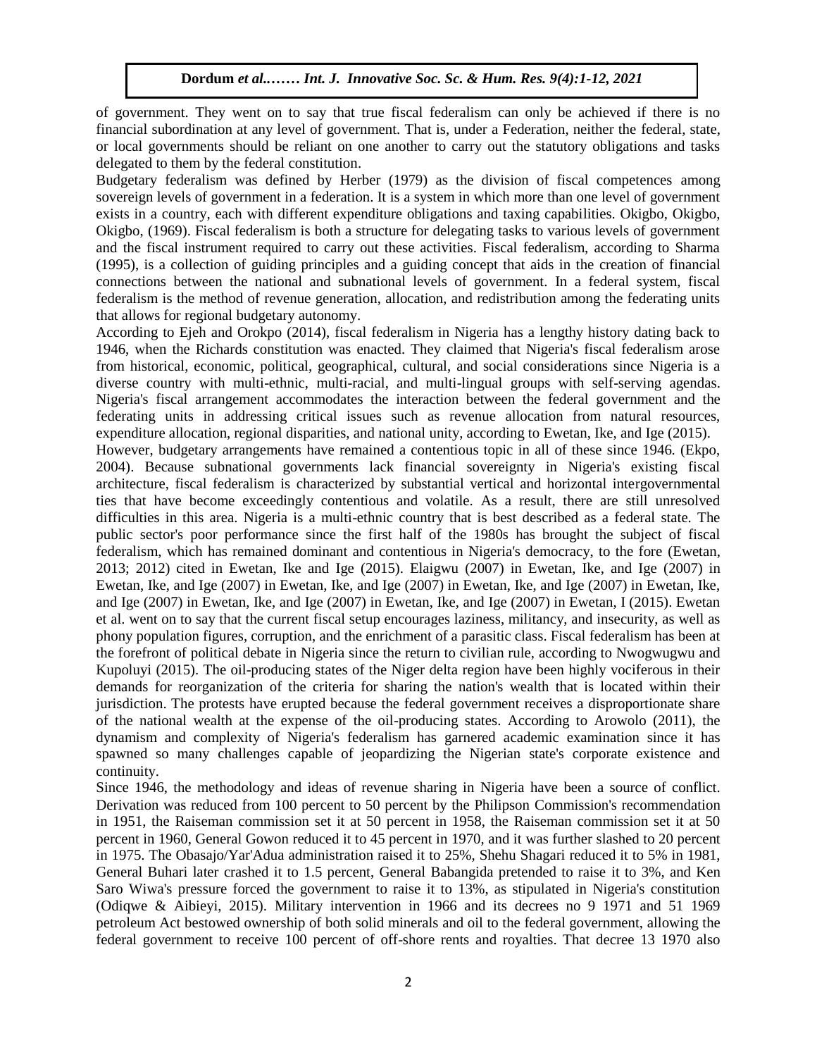of government. They went on to say that true fiscal federalism can only be achieved if there is no financial subordination at any level of government. That is, under a Federation, neither the federal, state, or local governments should be reliant on one another to carry out the statutory obligations and tasks delegated to them by the federal constitution.

Budgetary federalism was defined by Herber (1979) as the division of fiscal competences among sovereign levels of government in a federation. It is a system in which more than one level of government exists in a country, each with different expenditure obligations and taxing capabilities. Okigbo, Okigbo, Okigbo, (1969). Fiscal federalism is both a structure for delegating tasks to various levels of government and the fiscal instrument required to carry out these activities. Fiscal federalism, according to Sharma (1995), is a collection of guiding principles and a guiding concept that aids in the creation of financial connections between the national and subnational levels of government. In a federal system, fiscal federalism is the method of revenue generation, allocation, and redistribution among the federating units that allows for regional budgetary autonomy.

According to Ejeh and Orokpo (2014), fiscal federalism in Nigeria has a lengthy history dating back to 1946, when the Richards constitution was enacted. They claimed that Nigeria's fiscal federalism arose from historical, economic, political, geographical, cultural, and social considerations since Nigeria is a diverse country with multi-ethnic, multi-racial, and multi-lingual groups with self-serving agendas. Nigeria's fiscal arrangement accommodates the interaction between the federal government and the federating units in addressing critical issues such as revenue allocation from natural resources, expenditure allocation, regional disparities, and national unity, according to Ewetan, Ike, and Ige (2015).

However, budgetary arrangements have remained a contentious topic in all of these since 1946. (Ekpo, 2004). Because subnational governments lack financial sovereignty in Nigeria's existing fiscal architecture, fiscal federalism is characterized by substantial vertical and horizontal intergovernmental ties that have become exceedingly contentious and volatile. As a result, there are still unresolved difficulties in this area. Nigeria is a multi-ethnic country that is best described as a federal state. The public sector's poor performance since the first half of the 1980s has brought the subject of fiscal federalism, which has remained dominant and contentious in Nigeria's democracy, to the fore (Ewetan, 2013; 2012) cited in Ewetan, Ike and Ige (2015). Elaigwu (2007) in Ewetan, Ike, and Ige (2007) in Ewetan, Ike, and Ige (2007) in Ewetan, Ike, and Ige (2007) in Ewetan, Ike, and Ige (2007) in Ewetan, Ike, and Ige (2007) in Ewetan, Ike, and Ige (2007) in Ewetan, Ike, and Ige (2007) in Ewetan, I (2015). Ewetan et al. went on to say that the current fiscal setup encourages laziness, militancy, and insecurity, as well as phony population figures, corruption, and the enrichment of a parasitic class. Fiscal federalism has been at the forefront of political debate in Nigeria since the return to civilian rule, according to Nwogwugwu and Kupoluyi (2015). The oil-producing states of the Niger delta region have been highly vociferous in their demands for reorganization of the criteria for sharing the nation's wealth that is located within their jurisdiction. The protests have erupted because the federal government receives a disproportionate share of the national wealth at the expense of the oil-producing states. According to Arowolo (2011), the dynamism and complexity of Nigeria's federalism has garnered academic examination since it has spawned so many challenges capable of jeopardizing the Nigerian state's corporate existence and continuity.

Since 1946, the methodology and ideas of revenue sharing in Nigeria have been a source of conflict. Derivation was reduced from 100 percent to 50 percent by the Philipson Commission's recommendation in 1951, the Raiseman commission set it at 50 percent in 1958, the Raiseman commission set it at 50 percent in 1960, General Gowon reduced it to 45 percent in 1970, and it was further slashed to 20 percent in 1975. The Obasajo/Yar'Adua administration raised it to 25%, Shehu Shagari reduced it to 5% in 1981, General Buhari later crashed it to 1.5 percent, General Babangida pretended to raise it to 3%, and Ken Saro Wiwa's pressure forced the government to raise it to 13%, as stipulated in Nigeria's constitution (Odiqwe & Aibieyi, 2015). Military intervention in 1966 and its decrees no 9 1971 and 51 1969 petroleum Act bestowed ownership of both solid minerals and oil to the federal government, allowing the federal government to receive 100 percent of off-shore rents and royalties. That decree 13 1970 also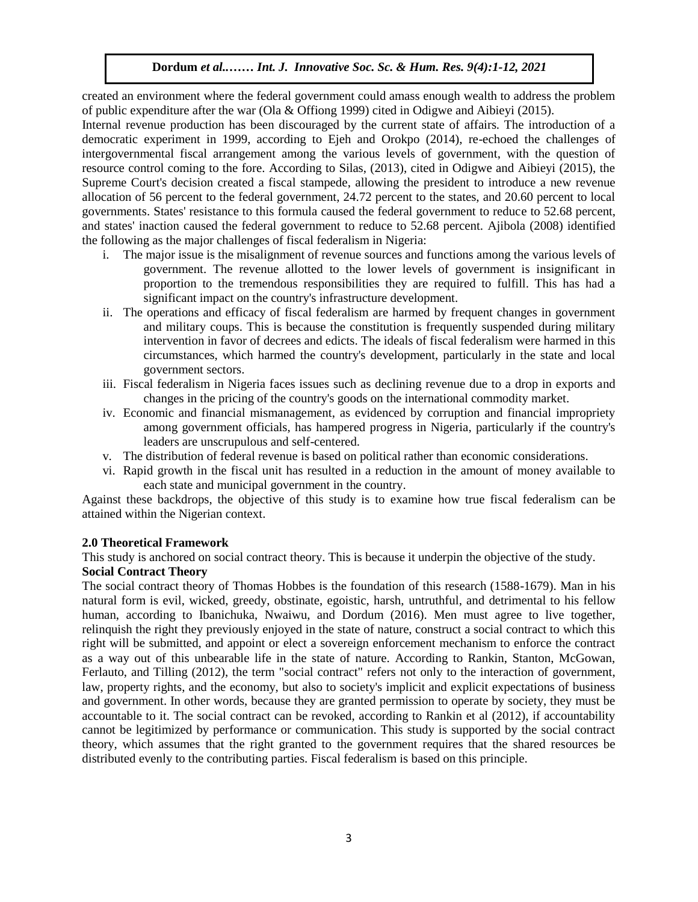created an environment where the federal government could amass enough wealth to address the problem of public expenditure after the war (Ola & Offiong 1999) cited in Odigwe and Aibieyi (2015).

Internal revenue production has been discouraged by the current state of affairs. The introduction of a democratic experiment in 1999, according to Ejeh and Orokpo (2014), re-echoed the challenges of intergovernmental fiscal arrangement among the various levels of government, with the question of resource control coming to the fore. According to Silas, (2013), cited in Odigwe and Aibieyi (2015), the Supreme Court's decision created a fiscal stampede, allowing the president to introduce a new revenue allocation of 56 percent to the federal government, 24.72 percent to the states, and 20.60 percent to local governments. States' resistance to this formula caused the federal government to reduce to 52.68 percent, and states' inaction caused the federal government to reduce to 52.68 percent. Ajibola (2008) identified the following as the major challenges of fiscal federalism in Nigeria:

i. The major issue is the misalignment of revenue sources and functions among the various levels of government. The revenue allotted to the lower levels of government is insignificant in proportion to the tremendous responsibilities they are required to fulfill. This has had a significant impact on the country's infrastructure development.
ii. The operations and efficacy of fiscal federalism are harmed by frequent changes in government and military coups. This is because the constitution is frequently suspended during military intervention in favor of decrees and edicts. The ideals of fiscal federalism were harmed in this circumstances, which harmed the country's development, particularly in the state and local government sectors.
iii. Fiscal federalism in Nigeria faces issues such as declining revenue due to a drop in exports and changes in the pricing of the country's goods on the international commodity market.
iv. Economic and financial mismanagement, as evidenced by corruption and financial impropriety among government officials, has hampered progress in Nigeria, particularly if the country's leaders are unscrupulous and self-centered.
v. The distribution of federal revenue is based on political rather than economic considerations.
vi. Rapid growth in the fiscal unit has resulted in a reduction in the amount of money available to each state and municipal government in the country.

Against these backdrops, the objective of this study is to examine how true fiscal federalism can be attained within the Nigerian context.

## 2.0 Theoretical Framework

This study is anchored on social contract theory. This is because it underpin the objective of the study.

### Social Contract Theory

The social contract theory of Thomas Hobbes is the foundation of this research (1588-1679). Man in his natural form is evil, wicked, greedy, obstinate, egoistic, harsh, untruthful, and detrimental to his fellow human, according to Ibanichuka, Nwaiwu, and Dordum (2016). Men must agree to live together, relinquish the right they previously enjoyed in the state of nature, construct a social contract to which this right will be submitted, and appoint or elect a sovereign enforcement mechanism to enforce the contract as a way out of this unbearable life in the state of nature. According to Rankin, Stanton, McGowan, Ferlauto, and Tilling (2012), the term "social contract" refers not only to the interaction of government, law, property rights, and the economy, but also to society's implicit and explicit expectations of business and government. In other words, because they are granted permission to operate by society, they must be accountable to it. The social contract can be revoked, according to Rankin et al (2012), if accountability cannot be legitimized by performance or communication. This study is supported by the social contract theory, which assumes that the right granted to the government requires that the shared resources be distributed evenly to the contributing parties. Fiscal federalism is based on this principle.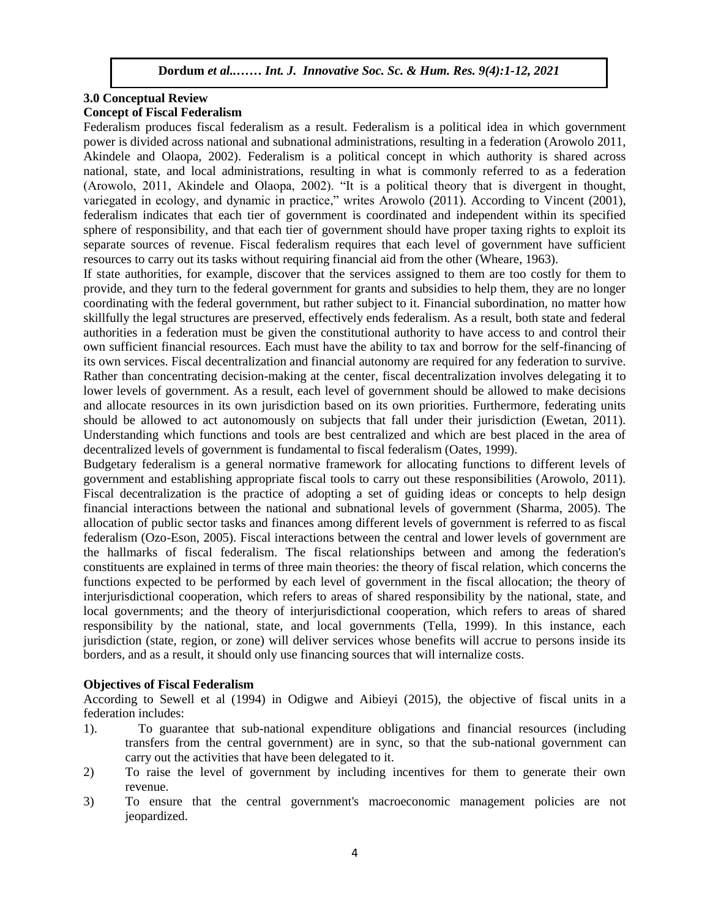## 3.0 Conceptual Review

### Concept of Fiscal Federalism

Federalism produces fiscal federalism as a result. Federalism is a political idea in which government power is divided across national and subnational administrations, resulting in a federation (Arowolo 2011, Akindele and Olaopa, 2002). Federalism is a political concept in which authority is shared across national, state, and local administrations, resulting in what is commonly referred to as a federation (Arowolo, 2011, Akindele and Olaopa, 2002). "It is a political theory that is divergent in thought, variegated in ecology, and dynamic in practice," writes Arowolo (2011). According to Vincent (2001), federalism indicates that each tier of government is coordinated and independent within its specified sphere of responsibility, and that each tier of government should have proper taxing rights to exploit its separate sources of revenue. Fiscal federalism requires that each level of government have sufficient resources to carry out its tasks without requiring financial aid from the other (Wheare, 1963).

If state authorities, for example, discover that the services assigned to them are too costly for them to provide, and they turn to the federal government for grants and subsidies to help them, they are no longer coordinating with the federal government, but rather subject to it. Financial subordination, no matter how skillfully the legal structures are preserved, effectively ends federalism. As a result, both state and federal authorities in a federation must be given the constitutional authority to have access to and control their own sufficient financial resources. Each must have the ability to tax and borrow for the self-financing of its own services. Fiscal decentralization and financial autonomy are required for any federation to survive. Rather than concentrating decision-making at the center, fiscal decentralization involves delegating it to lower levels of government. As a result, each level of government should be allowed to make decisions and allocate resources in its own jurisdiction based on its own priorities. Furthermore, federating units should be allowed to act autonomously on subjects that fall under their jurisdiction (Ewetan, 2011). Understanding which functions and tools are best centralized and which are best placed in the area of decentralized levels of government is fundamental to fiscal federalism (Oates, 1999).

Budgetary federalism is a general normative framework for allocating functions to different levels of government and establishing appropriate fiscal tools to carry out these responsibilities (Arowolo, 2011). Fiscal decentralization is the practice of adopting a set of guiding ideas or concepts to help design financial interactions between the national and subnational levels of government (Sharma, 2005). The allocation of public sector tasks and finances among different levels of government is referred to as fiscal federalism (Ozo-Eson, 2005). Fiscal interactions between the central and lower levels of government are the hallmarks of fiscal federalism. The fiscal relationships between and among the federation's constituents are explained in terms of three main theories: the theory of fiscal relation, which concerns the functions expected to be performed by each level of government in the fiscal allocation; the theory of interjurisdictional cooperation, which refers to areas of shared responsibility by the national, state, and local governments; and the theory of interjurisdictional cooperation, which refers to areas of shared responsibility by the national, state, and local governments (Tella, 1999). In this instance, each jurisdiction (state, region, or zone) will deliver services whose benefits will accrue to persons inside its borders, and as a result, it should only use financing sources that will internalize costs.

### Objectives of Fiscal Federalism

According to Sewell et al (1994) in Odigwe and Aibieyi (2015), the objective of fiscal units in a federation includes:

1). To guarantee that sub-national expenditure obligations and financial resources (including transfers from the central government) are in sync, so that the sub-national government can carry out the activities that have been delegated to it.

2) To raise the level of government by including incentives for them to generate their own revenue.

3) To ensure that the central government's macroeconomic management policies are not jeopardized.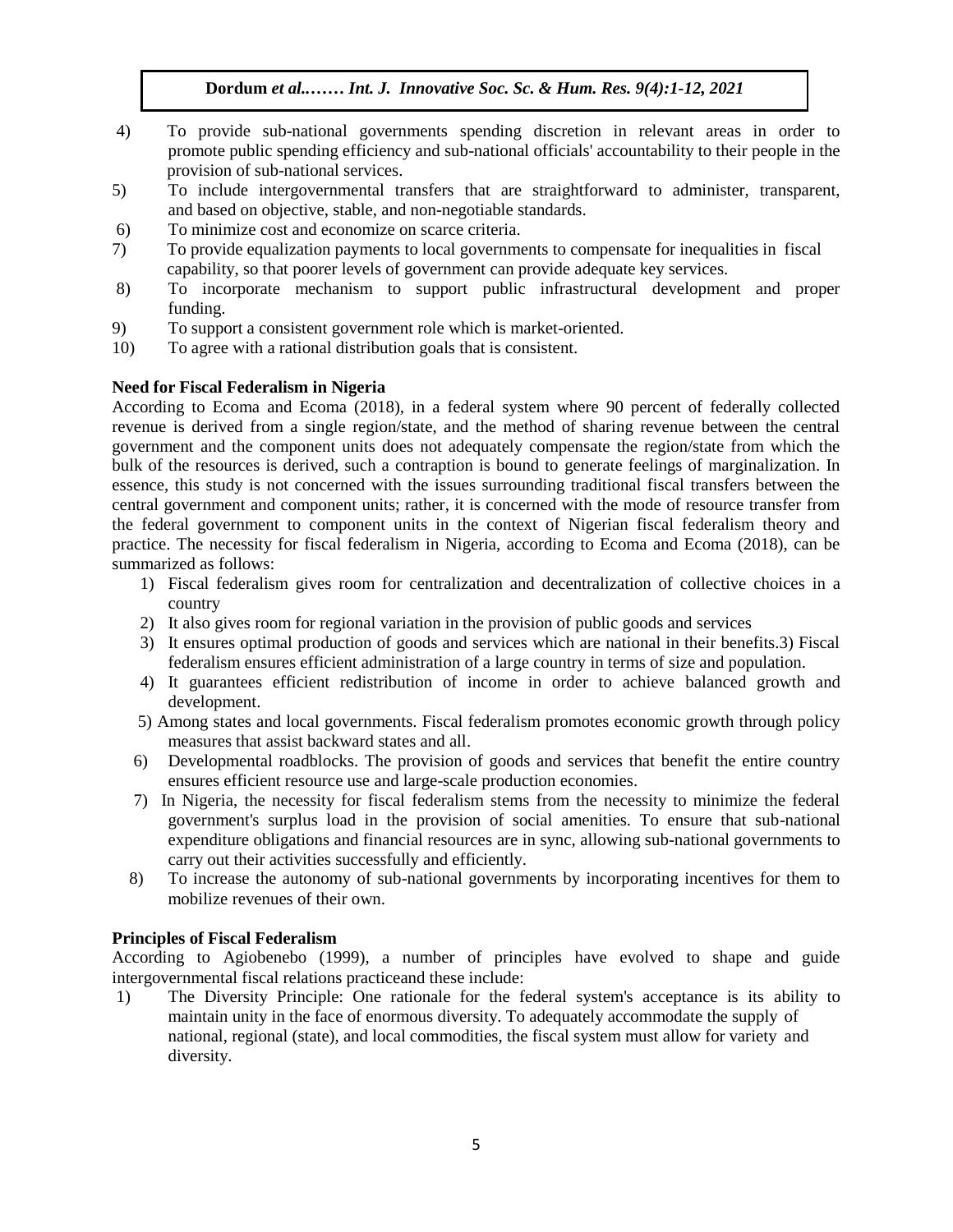4) To provide sub-national governments spending discretion in relevant areas in order to promote public spending efficiency and sub-national officials' accountability to their people in the provision of sub-national services.
5) To include intergovernmental transfers that are straightforward to administer, transparent, and based on objective, stable, and non-negotiable standards.
6) To minimize cost and economize on scarce criteria.
7) To provide equalization payments to local governments to compensate for inequalities in fiscal capability, so that poorer levels of government can provide adequate key services.
8) To incorporate mechanism to support public infrastructural development and proper funding.
9) To support a consistent government role which is market-oriented.
10) To agree with a rational distribution goals that is consistent.

**Need for Fiscal Federalism in Nigeria**

According to Ecoma and Ecoma (2018), in a federal system where 90 percent of federally collected revenue is derived from a single region/state, and the method of sharing revenue between the central government and the component units does not adequately compensate the region/state from which the bulk of the resources is derived, such a contraption is bound to generate feelings of marginalization. In essence, this study is not concerned with the issues surrounding traditional fiscal transfers between the central government and component units; rather, it is concerned with the mode of resource transfer from the federal government to component units in the context of Nigerian fiscal federalism theory and practice. The necessity for fiscal federalism in Nigeria, according to Ecoma and Ecoma (2018), can be summarized as follows:

1) Fiscal federalism gives room for centralization and decentralization of collective choices in a country
2) It also gives room for regional variation in the provision of public goods and services
3) It ensures optimal production of goods and services which are national in their benefits.3) Fiscal federalism ensures efficient administration of a large country in terms of size and population.
4) It guarantees efficient redistribution of income in order to achieve balanced growth and development.
5) Among states and local governments. Fiscal federalism promotes economic growth through policy measures that assist backward states and all.
6) Developmental roadblocks. The provision of goods and services that benefit the entire country ensures efficient resource use and large-scale production economies.
7) In Nigeria, the necessity for fiscal federalism stems from the necessity to minimize the federal government's surplus load in the provision of social amenities. To ensure that sub-national expenditure obligations and financial resources are in sync, allowing sub-national governments to carry out their activities successfully and efficiently.
8) To increase the autonomy of sub-national governments by incorporating incentives for them to mobilize revenues of their own.

**Principles of Fiscal Federalism**

According to Agiobenebo (1999), a number of principles have evolved to shape and guide intergovernmental fiscal relations practiceand these include:

1) The Diversity Principle: One rationale for the federal system's acceptance is its ability to maintain unity in the face of enormous diversity. To adequately accommodate the supply of national, regional (state), and local commodities, the fiscal system must allow for variety and diversity.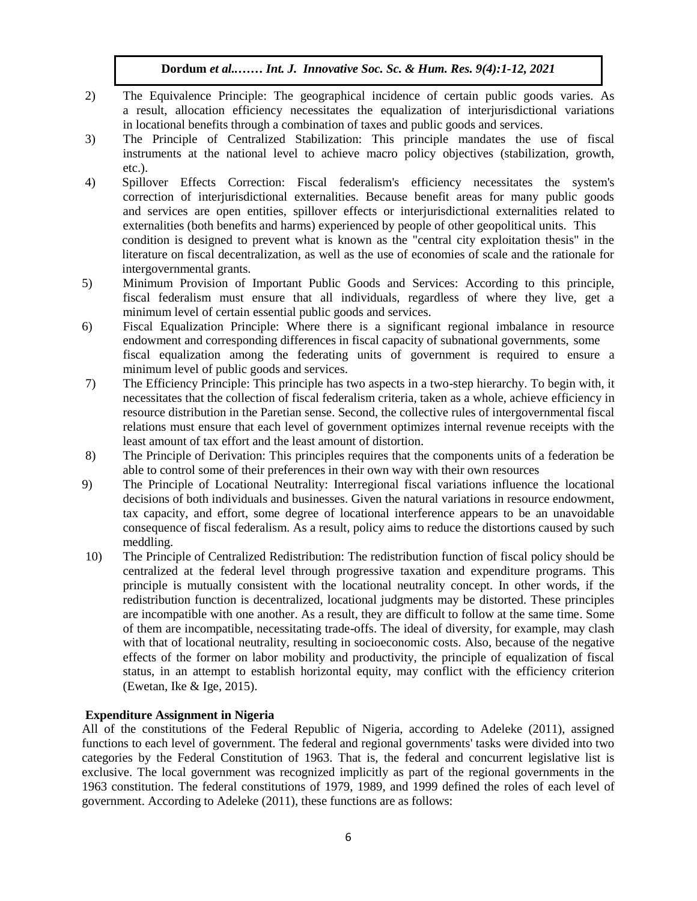2) The Equivalence Principle: The geographical incidence of certain public goods varies. As a result, allocation efficiency necessitates the equalization of interjurisdictional variations in locational benefits through a combination of taxes and public goods and services.

3) The Principle of Centralized Stabilization: This principle mandates the use of fiscal instruments at the national level to achieve macro policy objectives (stabilization, growth, etc.).

4) Spillover Effects Correction: Fiscal federalism's efficiency necessitates the system's correction of interjurisdictional externalities. Because benefit areas for many public goods and services are open entities, spillover effects or interjurisdictional externalities related to externalities (both benefits and harms) experienced by people of other geopolitical units. This condition is designed to prevent what is known as the "central city exploitation thesis" in the literature on fiscal decentralization, as well as the use of economies of scale and the rationale for intergovernmental grants.

5) Minimum Provision of Important Public Goods and Services: According to this principle, fiscal federalism must ensure that all individuals, regardless of where they live, get a minimum level of certain essential public goods and services.

6) Fiscal Equalization Principle: Where there is a significant regional imbalance in resource endowment and corresponding differences in fiscal capacity of subnational governments, some fiscal equalization among the federating units of government is required to ensure a minimum level of public goods and services.

7) The Efficiency Principle: This principle has two aspects in a two-step hierarchy. To begin with, it necessitates that the collection of fiscal federalism criteria, taken as a whole, achieve efficiency in resource distribution in the Paretian sense. Second, the collective rules of intergovernmental fiscal relations must ensure that each level of government optimizes internal revenue receipts with the least amount of tax effort and the least amount of distortion.

8) The Principle of Derivation: This principles requires that the components units of a federation be able to control some of their preferences in their own way with their own resources

9) The Principle of Locational Neutrality: Interregional fiscal variations influence the locational decisions of both individuals and businesses. Given the natural variations in resource endowment, tax capacity, and effort, some degree of locational interference appears to be an unavoidable consequence of fiscal federalism. As a result, policy aims to reduce the distortions caused by such meddling.

10) The Principle of Centralized Redistribution: The redistribution function of fiscal policy should be centralized at the federal level through progressive taxation and expenditure programs. This principle is mutually consistent with the locational neutrality concept. In other words, if the redistribution function is decentralized, locational judgments may be distorted. These principles are incompatible with one another. As a result, they are difficult to follow at the same time. Some of them are incompatible, necessitating trade-offs. The ideal of diversity, for example, may clash with that of locational neutrality, resulting in socioeconomic costs. Also, because of the negative effects of the former on labor mobility and productivity, the principle of equalization of fiscal status, in an attempt to establish horizontal equity, may conflict with the efficiency criterion (Ewetan, Ike & Ige, 2015).

**Expenditure Assignment in Nigeria**

All of the constitutions of the Federal Republic of Nigeria, according to Adeleke (2011), assigned functions to each level of government. The federal and regional governments' tasks were divided into two categories by the Federal Constitution of 1963. That is, the federal and concurrent legislative list is exclusive. The local government was recognized implicitly as part of the regional governments in the 1963 constitution. The federal constitutions of 1979, 1989, and 1999 defined the roles of each level of government. According to Adeleke (2011), these functions are as follows: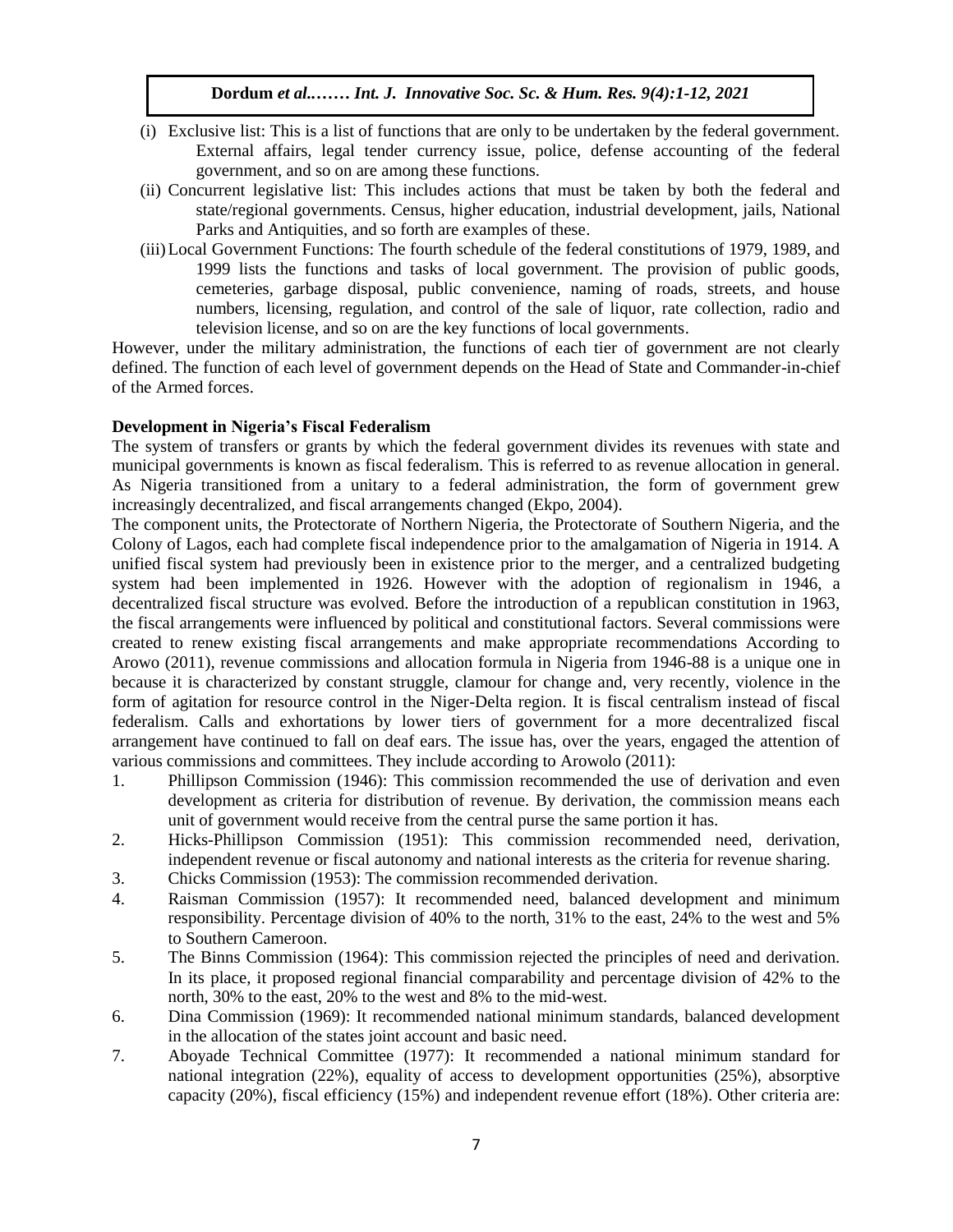(i) Exclusive list: This is a list of functions that are only to be undertaken by the federal government. External affairs, legal tender currency issue, police, defense accounting of the federal government, and so on are among these functions.

(ii) Concurrent legislative list: This includes actions that must be taken by both the federal and state/regional governments. Census, higher education, industrial development, jails, National Parks and Antiquities, and so forth are examples of these.

(iii) Local Government Functions: The fourth schedule of the federal constitutions of 1979, 1989, and 1999 lists the functions and tasks of local government. The provision of public goods, cemeteries, garbage disposal, public convenience, naming of roads, streets, and house numbers, licensing, regulation, and control of the sale of liquor, rate collection, radio and television license, and so on are the key functions of local governments.

However, under the military administration, the functions of each tier of government are not clearly defined. The function of each level of government depends on the Head of State and Commander-in-chief of the Armed forces.

**Development in Nigeria's Fiscal Federalism**

The system of transfers or grants by which the federal government divides its revenues with state and municipal governments is known as fiscal federalism. This is referred to as revenue allocation in general. As Nigeria transitioned from a unitary to a federal administration, the form of government grew increasingly decentralized, and fiscal arrangements changed (Ekpo, 2004).

The component units, the Protectorate of Northern Nigeria, the Protectorate of Southern Nigeria, and the Colony of Lagos, each had complete fiscal independence prior to the amalgamation of Nigeria in 1914. A unified fiscal system had previously been in existence prior to the merger, and a centralized budgeting system had been implemented in 1926. However with the adoption of regionalism in 1946, a decentralized fiscal structure was evolved. Before the introduction of a republican constitution in 1963, the fiscal arrangements were influenced by political and constitutional factors. Several commissions were created to renew existing fiscal arrangements and make appropriate recommendations According to Arowo (2011), revenue commissions and allocation formula in Nigeria from 1946-88 is a unique one in because it is characterized by constant struggle, clamour for change and, very recently, violence in the form of agitation for resource control in the Niger-Delta region. It is fiscal centralism instead of fiscal federalism. Calls and exhortations by lower tiers of government for a more decentralized fiscal arrangement have continued to fall on deaf ears. The issue has, over the years, engaged the attention of various commissions and committees. They include according to Arowolo (2011):

1. Phillipson Commission (1946): This commission recommended the use of derivation and even development as criteria for distribution of revenue. By derivation, the commission means each unit of government would receive from the central purse the same portion it has.
2. Hicks-Phillipson Commission (1951): This commission recommended need, derivation, independent revenue or fiscal autonomy and national interests as the criteria for revenue sharing.
3. Chicks Commission (1953): The commission recommended derivation.
4. Raisman Commission (1957): It recommended need, balanced development and minimum responsibility. Percentage division of 40% to the north, 31% to the east, 24% to the west and 5% to Southern Cameroon.
5. The Binns Commission (1964): This commission rejected the principles of need and derivation. In its place, it proposed regional financial comparability and percentage division of 42% to the north, 30% to the east, 20% to the west and 8% to the mid-west.
6. Dina Commission (1969): It recommended national minimum standards, balanced development in the allocation of the states joint account and basic need.
7. Aboyade Technical Committee (1977): It recommended a national minimum standard for national integration (22%), equality of access to development opportunities (25%), absorptive capacity (20%), fiscal efficiency (15%) and independent revenue effort (18%). Other criteria are: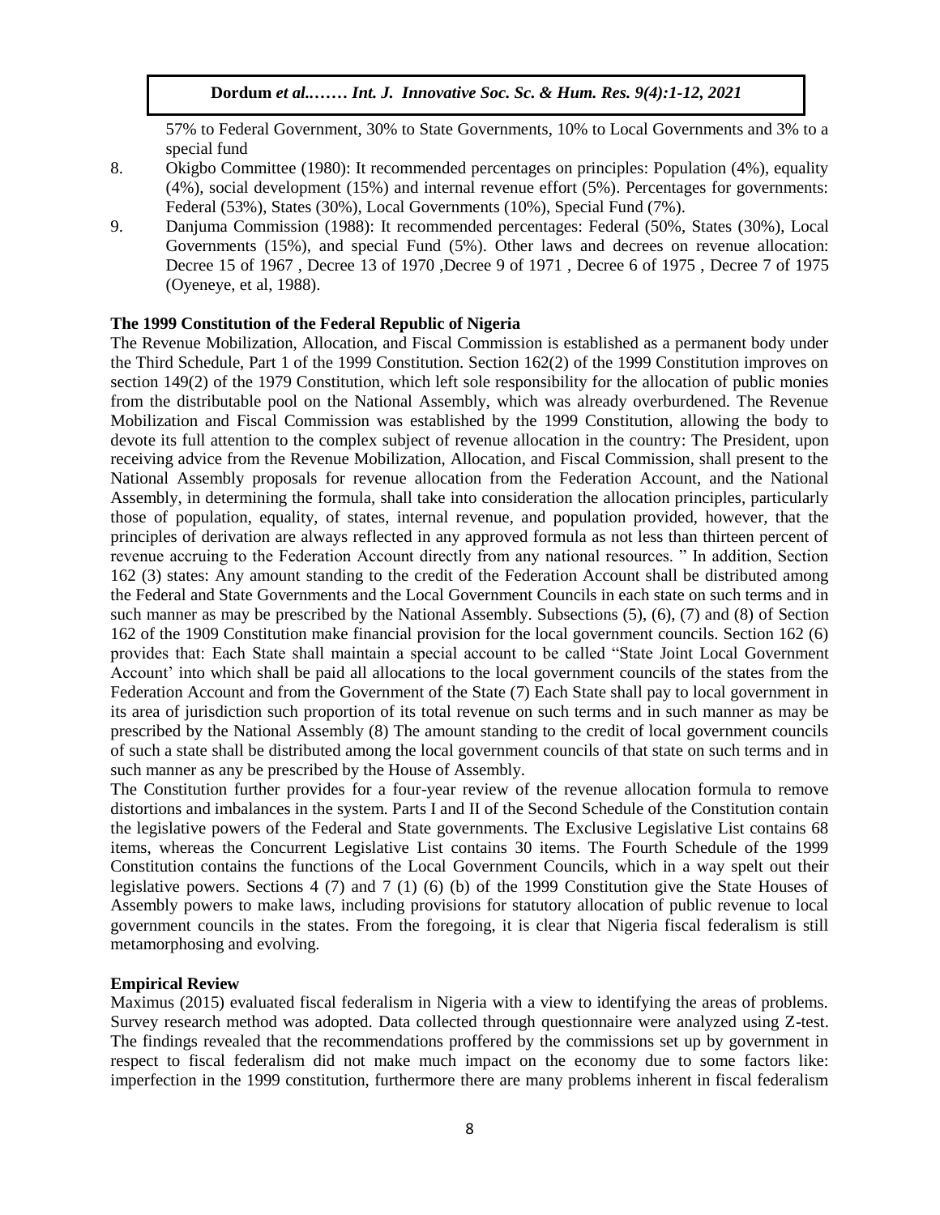57% to Federal Government, 30% to State Governments, 10% to Local Governments and 3% to a special fund

8. Okigbo Committee (1980): It recommended percentages on principles: Population (4%), equality (4%), social development (15%) and internal revenue effort (5%). Percentages for governments: Federal (53%), States (30%), Local Governments (10%), Special Fund (7%).
9. Danjuma Commission (1988): It recommended percentages: Federal (50%, States (30%), Local Governments (15%), and special Fund (5%). Other laws and decrees on revenue allocation: Decree 15 of 1967 , Decree 13 of 1970 ,Decree 9 of 1971 , Decree 6 of 1975 , Decree 7 of 1975 (Oyeneye, et al, 1988).

**The 1999 Constitution of the Federal Republic of Nigeria**

The Revenue Mobilization, Allocation, and Fiscal Commission is established as a permanent body under the Third Schedule, Part 1 of the 1999 Constitution. Section 162(2) of the 1999 Constitution improves on section 149(2) of the 1979 Constitution, which left sole responsibility for the allocation of public monies from the distributable pool on the National Assembly, which was already overburdened. The Revenue Mobilization and Fiscal Commission was established by the 1999 Constitution, allowing the body to devote its full attention to the complex subject of revenue allocation in the country: The President, upon receiving advice from the Revenue Mobilization, Allocation, and Fiscal Commission, shall present to the National Assembly proposals for revenue allocation from the Federation Account, and the National Assembly, in determining the formula, shall take into consideration the allocation principles, particularly those of population, equality, of states, internal revenue, and population provided, however, that the principles of derivation are always reflected in any approved formula as not less than thirteen percent of revenue accruing to the Federation Account directly from any national resources. " In addition, Section 162 (3) states: Any amount standing to the credit of the Federation Account shall be distributed among the Federal and State Governments and the Local Government Councils in each state on such terms and in such manner as may be prescribed by the National Assembly. Subsections (5), (6), (7) and (8) of Section 162 of the 1909 Constitution make financial provision for the local government councils. Section 162 (6) provides that: Each State shall maintain a special account to be called "State Joint Local Government Account' into which shall be paid all allocations to the local government councils of the states from the Federation Account and from the Government of the State (7) Each State shall pay to local government in its area of jurisdiction such proportion of its total revenue on such terms and in such manner as may be prescribed by the National Assembly (8) The amount standing to the credit of local government councils of such a state shall be distributed among the local government councils of that state on such terms and in such manner as any be prescribed by the House of Assembly.

The Constitution further provides for a four-year review of the revenue allocation formula to remove distortions and imbalances in the system. Parts I and II of the Second Schedule of the Constitution contain the legislative powers of the Federal and State governments. The Exclusive Legislative List contains 68 items, whereas the Concurrent Legislative List contains 30 items. The Fourth Schedule of the 1999 Constitution contains the functions of the Local Government Councils, which in a way spelt out their legislative powers. Sections 4 (7) and 7 (1) (6) (b) of the 1999 Constitution give the State Houses of Assembly powers to make laws, including provisions for statutory allocation of public revenue to local government councils in the states. From the foregoing, it is clear that Nigeria fiscal federalism is still metamorphosing and evolving.

**Empirical Review**

Maximus (2015) evaluated fiscal federalism in Nigeria with a view to identifying the areas of problems. Survey research method was adopted. Data collected through questionnaire were analyzed using Z-test. The findings revealed that the recommendations proffered by the commissions set up by government in respect to fiscal federalism did not make much impact on the economy due to some factors like: imperfection in the 1999 constitution, furthermore there are many problems inherent in fiscal federalism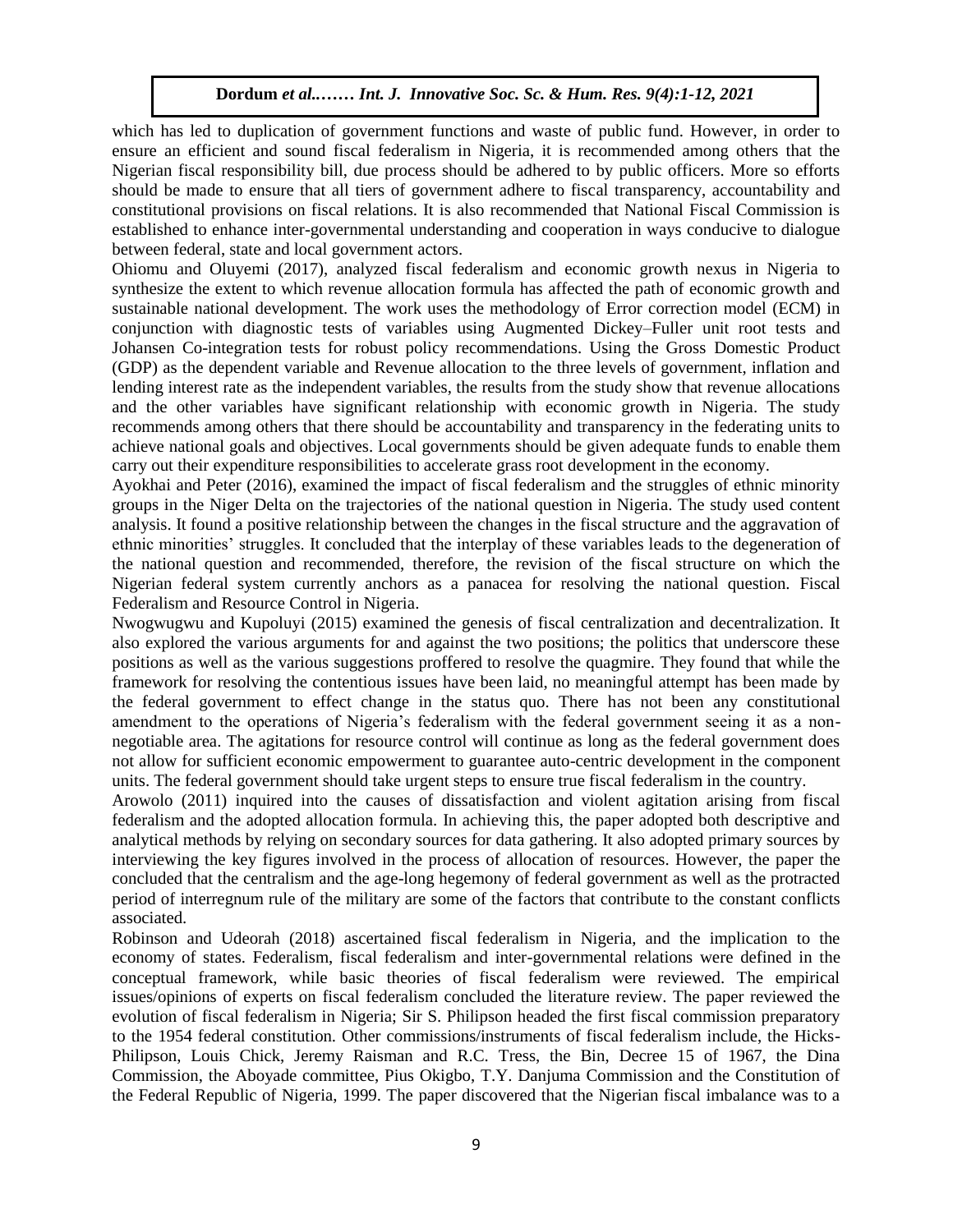which has led to duplication of government functions and waste of public fund. However, in order to ensure an efficient and sound fiscal federalism in Nigeria, it is recommended among others that the Nigerian fiscal responsibility bill, due process should be adhered to by public officers. More so efforts should be made to ensure that all tiers of government adhere to fiscal transparency, accountability and constitutional provisions on fiscal relations. It is also recommended that National Fiscal Commission is established to enhance inter-governmental understanding and cooperation in ways conducive to dialogue between federal, state and local government actors.

Ohiomu and Oluyemi (2017), analyzed fiscal federalism and economic growth nexus in Nigeria to synthesize the extent to which revenue allocation formula has affected the path of economic growth and sustainable national development. The work uses the methodology of Error correction model (ECM) in conjunction with diagnostic tests of variables using Augmented Dickey–Fuller unit root tests and Johansen Co-integration tests for robust policy recommendations. Using the Gross Domestic Product (GDP) as the dependent variable and Revenue allocation to the three levels of government, inflation and lending interest rate as the independent variables, the results from the study show that revenue allocations and the other variables have significant relationship with economic growth in Nigeria. The study recommends among others that there should be accountability and transparency in the federating units to achieve national goals and objectives. Local governments should be given adequate funds to enable them carry out their expenditure responsibilities to accelerate grass root development in the economy.

Ayokhai and Peter (2016), examined the impact of fiscal federalism and the struggles of ethnic minority groups in the Niger Delta on the trajectories of the national question in Nigeria. The study used content analysis. It found a positive relationship between the changes in the fiscal structure and the aggravation of ethnic minorities' struggles. It concluded that the interplay of these variables leads to the degeneration of the national question and recommended, therefore, the revision of the fiscal structure on which the Nigerian federal system currently anchors as a panacea for resolving the national question. Fiscal Federalism and Resource Control in Nigeria.

Nwogwugwu and Kupoluyi (2015) examined the genesis of fiscal centralization and decentralization. It also explored the various arguments for and against the two positions; the politics that underscore these positions as well as the various suggestions proffered to resolve the quagmire. They found that while the framework for resolving the contentious issues have been laid, no meaningful attempt has been made by the federal government to effect change in the status quo. There has not been any constitutional amendment to the operations of Nigeria's federalism with the federal government seeing it as a non-negotiable area. The agitations for resource control will continue as long as the federal government does not allow for sufficient economic empowerment to guarantee auto-centric development in the component units. The federal government should take urgent steps to ensure true fiscal federalism in the country.

Arowolo (2011) inquired into the causes of dissatisfaction and violent agitation arising from fiscal federalism and the adopted allocation formula. In achieving this, the paper adopted both descriptive and analytical methods by relying on secondary sources for data gathering. It also adopted primary sources by interviewing the key figures involved in the process of allocation of resources. However, the paper the concluded that the centralism and the age-long hegemony of federal government as well as the protracted period of interregnum rule of the military are some of the factors that contribute to the constant conflicts associated.

Robinson and Udeorah (2018) ascertained fiscal federalism in Nigeria, and the implication to the economy of states. Federalism, fiscal federalism and inter-governmental relations were defined in the conceptual framework, while basic theories of fiscal federalism were reviewed. The empirical issues/opinions of experts on fiscal federalism concluded the literature review. The paper reviewed the evolution of fiscal federalism in Nigeria; Sir S. Philipson headed the first fiscal commission preparatory to the 1954 federal constitution. Other commissions/instruments of fiscal federalism include, the Hicks-Philipson, Louis Chick, Jeremy Raisman and R.C. Tress, the Bin, Decree 15 of 1967, the Dina Commission, the Aboyade committee, Pius Okigbo, T.Y. Danjuma Commission and the Constitution of the Federal Republic of Nigeria, 1999. The paper discovered that the Nigerian fiscal imbalance was to a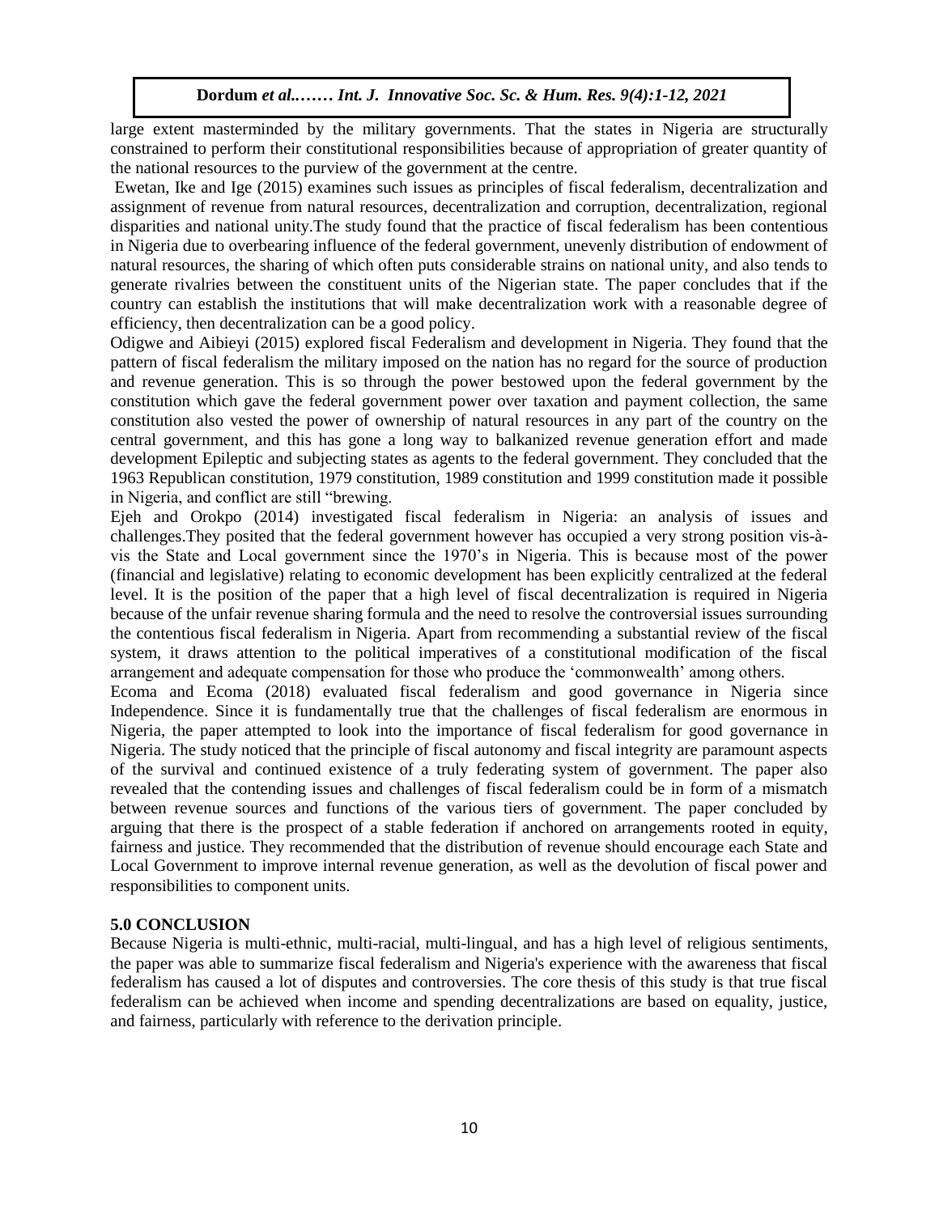large extent masterminded by the military governments. That the states in Nigeria are structurally constrained to perform their constitutional responsibilities because of appropriation of greater quantity of the national resources to the purview of the government at the centre.

Ewetan, Ike and Ige (2015) examines such issues as principles of fiscal federalism, decentralization and assignment of revenue from natural resources, decentralization and corruption, decentralization, regional disparities and national unity.The study found that the practice of fiscal federalism has been contentious in Nigeria due to overbearing influence of the federal government, unevenly distribution of endowment of natural resources, the sharing of which often puts considerable strains on national unity, and also tends to generate rivalries between the constituent units of the Nigerian state. The paper concludes that if the country can establish the institutions that will make decentralization work with a reasonable degree of efficiency, then decentralization can be a good policy.

Odigwe and Aibieyi (2015) explored fiscal Federalism and development in Nigeria. They found that the pattern of fiscal federalism the military imposed on the nation has no regard for the source of production and revenue generation. This is so through the power bestowed upon the federal government by the constitution which gave the federal government power over taxation and payment collection, the same constitution also vested the power of ownership of natural resources in any part of the country on the central government, and this has gone a long way to balkanized revenue generation effort and made development Epileptic and subjecting states as agents to the federal government. They concluded that the 1963 Republican constitution, 1979 constitution, 1989 constitution and 1999 constitution made it possible in Nigeria, and conflict are still "brewing.

Ejeh and Orokpo (2014) investigated fiscal federalism in Nigeria: an analysis of issues and challenges.They posited that the federal government however has occupied a very strong position vis-à-vis the State and Local government since the 1970's in Nigeria. This is because most of the power (financial and legislative) relating to economic development has been explicitly centralized at the federal level. It is the position of the paper that a high level of fiscal decentralization is required in Nigeria because of the unfair revenue sharing formula and the need to resolve the controversial issues surrounding the contentious fiscal federalism in Nigeria. Apart from recommending a substantial review of the fiscal system, it draws attention to the political imperatives of a constitutional modification of the fiscal arrangement and adequate compensation for those who produce the 'commonwealth' among others.

Ecoma and Ecoma (2018) evaluated fiscal federalism and good governance in Nigeria since Independence. Since it is fundamentally true that the challenges of fiscal federalism are enormous in Nigeria, the paper attempted to look into the importance of fiscal federalism for good governance in Nigeria. The study noticed that the principle of fiscal autonomy and fiscal integrity are paramount aspects of the survival and continued existence of a truly federating system of government. The paper also revealed that the contending issues and challenges of fiscal federalism could be in form of a mismatch between revenue sources and functions of the various tiers of government. The paper concluded by arguing that there is the prospect of a stable federation if anchored on arrangements rooted in equity, fairness and justice. They recommended that the distribution of revenue should encourage each State and Local Government to improve internal revenue generation, as well as the devolution of fiscal power and responsibilities to component units.

## 5.0 CONCLUSION

Because Nigeria is multi-ethnic, multi-racial, multi-lingual, and has a high level of religious sentiments, the paper was able to summarize fiscal federalism and Nigeria's experience with the awareness that fiscal federalism has caused a lot of disputes and controversies. The core thesis of this study is that true fiscal federalism can be achieved when income and spending decentralizations are based on equality, justice, and fairness, particularly with reference to the derivation principle.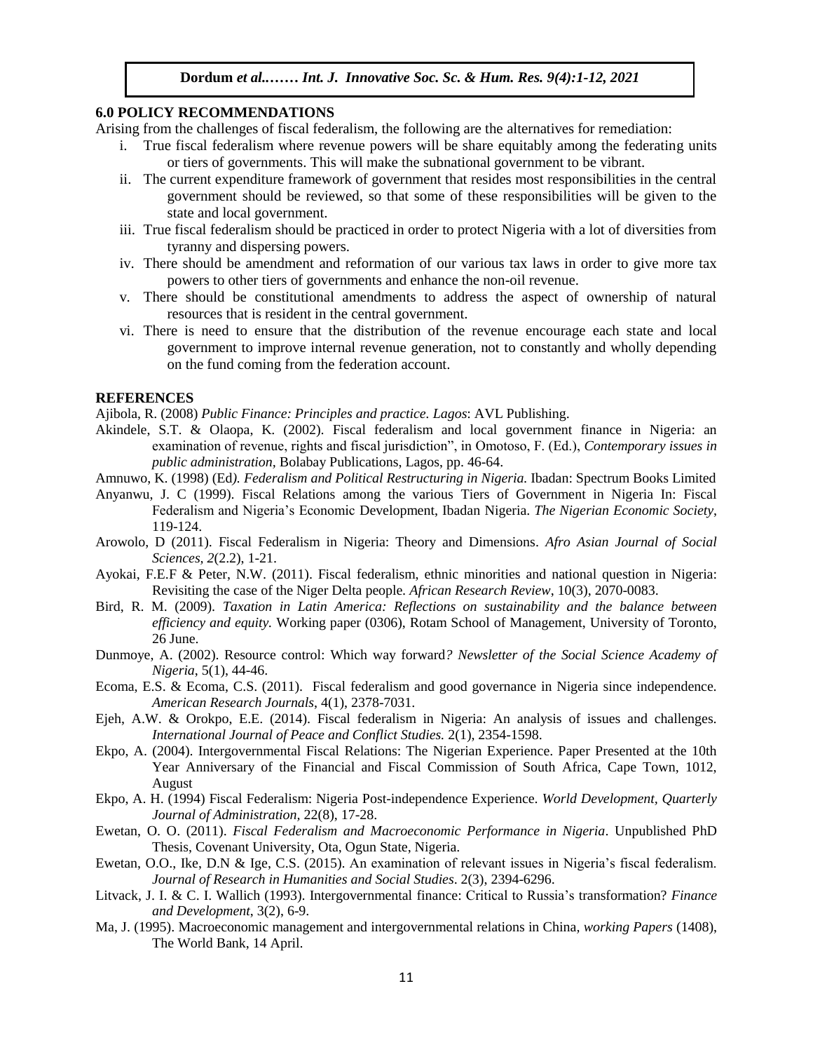## 6.0 POLICY RECOMMENDATIONS

Arising from the challenges of fiscal federalism, the following are the alternatives for remediation:

i. True fiscal federalism where revenue powers will be share equitably among the federating units or tiers of governments. This will make the subnational government to be vibrant.

ii. The current expenditure framework of government that resides most responsibilities in the central government should be reviewed, so that some of these responsibilities will be given to the state and local government.

iii. True fiscal federalism should be practiced in order to protect Nigeria with a lot of diversities from tyranny and dispersing powers.

iv. There should be amendment and reformation of our various tax laws in order to give more tax powers to other tiers of governments and enhance the non-oil revenue.

v. There should be constitutional amendments to address the aspect of ownership of natural resources that is resident in the central government.

vi. There is need to ensure that the distribution of the revenue encourage each state and local government to improve internal revenue generation, not to constantly and wholly depending on the fund coming from the federation account.

## REFERENCES

Ajibola, R. (2008) *Public Finance: Principles and practice. Lagos*: AVL Publishing.

Akindele, S.T. & Olaopa, K. (2002). Fiscal federalism and local government finance in Nigeria: an examination of revenue, rights and fiscal jurisdiction", in Omotoso, F. (Ed.), *Contemporary issues in public administration*, Bolabay Publications, Lagos, pp. 46-64.

Amnuwo, K. (1998) (Ed*). Federalism and Political Restructuring in Nigeria.* Ibadan: Spectrum Books Limited

Anyanwu, J. C (1999). Fiscal Relations among the various Tiers of Government in Nigeria In: Fiscal Federalism and Nigeria's Economic Development, Ibadan Nigeria. *The Nigerian Economic Society*, 119-124.

Arowolo, D (2011). Fiscal Federalism in Nigeria: Theory and Dimensions. *Afro Asian Journal of Social Sciences, 2*(2.2), 1-21.

Ayokai, F.E.F & Peter, N.W. (2011). Fiscal federalism, ethnic minorities and national question in Nigeria: Revisiting the case of the Niger Delta people. *African Research Review*, 10(3), 2070-0083.

Bird, R. M. (2009). *Taxation in Latin America: Reflections on sustainability and the balance between efficiency and equity.* Working paper (0306), Rotam School of Management, University of Toronto, 26 June.

Dunmoye, A. (2002). Resource control: Which way forward*? Newsletter of the Social Science Academy of Nigeria*, 5(1), 44-46.

Ecoma, E.S. & Ecoma, C.S. (2011). Fiscal federalism and good governance in Nigeria since independence. *American Research Journals*, 4(1), 2378-7031.

Ejeh, A.W. & Orokpo, E.E. (2014). Fiscal federalism in Nigeria: An analysis of issues and challenges. *International Journal of Peace and Conflict Studies.* 2(1), 2354-1598.

Ekpo, A. (2004). Intergovernmental Fiscal Relations: The Nigerian Experience. Paper Presented at the 10th Year Anniversary of the Financial and Fiscal Commission of South Africa, Cape Town, 1012, August

Ekpo, A. H. (1994) Fiscal Federalism: Nigeria Post-independence Experience. *World Development, Quarterly Journal of Administration,* 22(8), 17-28.

Ewetan, O. O. (2011). *Fiscal Federalism and Macroeconomic Performance in Nigeria*. Unpublished PhD Thesis, Covenant University, Ota, Ogun State, Nigeria.

Ewetan, O.O., Ike, D.N & Ige, C.S. (2015). An examination of relevant issues in Nigeria's fiscal federalism. *Journal of Research in Humanities and Social Studies*. 2(3), 2394-6296.

Litvack, J. I. & C. I. Wallich (1993). Intergovernmental finance: Critical to Russia's transformation? *Finance and Development*, 3(2), 6-9.

Ma, J. (1995). Macroeconomic management and intergovernmental relations in China, *working Papers* (1408), The World Bank, 14 April.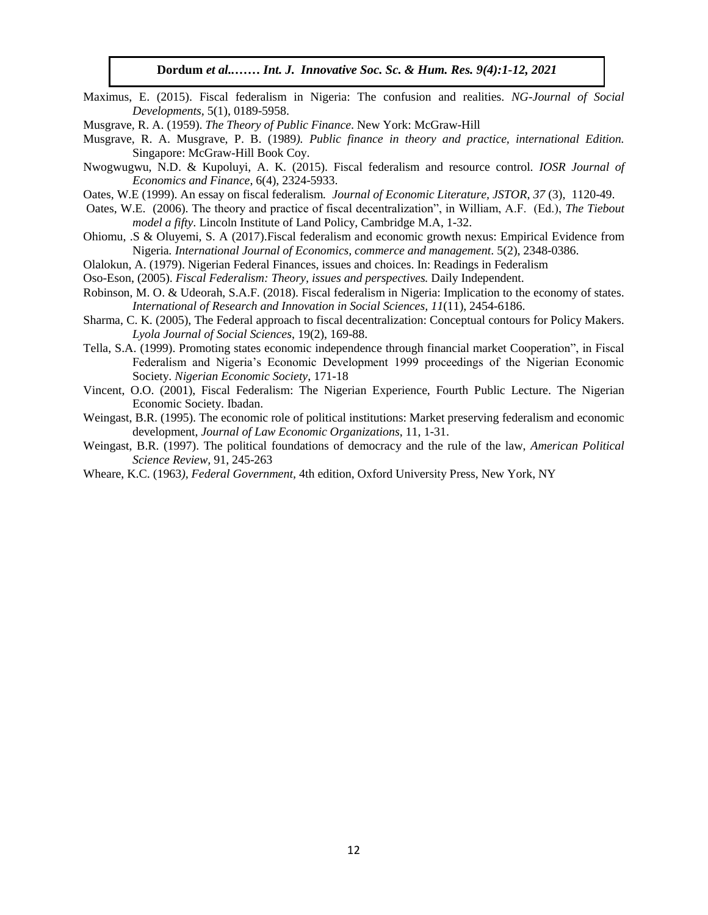Maximus, E. (2015). Fiscal federalism in Nigeria: The confusion and realities. *NG-Journal of Social Developments*, 5(1), 0189-5958.

Musgrave, R. A. (1959). *The Theory of Public Finance*. New York: McGraw-Hill

Musgrave, R. A. Musgrave, P. B. (1989*). Public finance in theory and practice, international Edition.* Singapore: McGraw-Hill Book Coy.

Nwogwugwu, N.D. & Kupoluyi, A. K. (2015). Fiscal federalism and resource control. *IOSR Journal of Economics and Finance*, 6(4), 2324-5933.

Oates, W.E (1999). An essay on fiscal federalism*. Journal of Economic Literature, JSTOR, 37* (3), 1120-49.

Oates, W.E. (2006). The theory and practice of fiscal decentralization", in William, A.F. (Ed.), *The Tiebout model a fifty*. Lincoln Institute of Land Policy, Cambridge M.A, 1-32.

Ohiomu, .S & Oluyemi, S. A (2017).Fiscal federalism and economic growth nexus: Empirical Evidence from Nigeria*. International Journal of Economics, commerce and management*. 5(2), 2348-0386.

Olalokun, A. (1979). Nigerian Federal Finances, issues and choices. In: Readings in Federalism

Oso-Eson, (2005). *Fiscal Federalism: Theory, issues and perspectives.* Daily Independent.

Robinson, M. O. & Udeorah, S.A.F. (2018). Fiscal federalism in Nigeria: Implication to the economy of states. *International of Research and Innovation in Social Sciences*, *11*(11), 2454-6186.

Sharma, C. K. (2005), The Federal approach to fiscal decentralization: Conceptual contours for Policy Makers. *Lyola Journal of Social Sciences*, 19(2), 169-88.

Tella, S.A. (1999). Promoting states economic independence through financial market Cooperation", in Fiscal Federalism and Nigeria's Economic Development 1999 proceedings of the Nigerian Economic Society. *Nigerian Economic Society*, 171-18

Vincent, O.O. (2001), Fiscal Federalism: The Nigerian Experience, Fourth Public Lecture. The Nigerian Economic Society. Ibadan.

Weingast, B.R. (1995). The economic role of political institutions: Market preserving federalism and economic development, *Journal of Law Economic Organizations*, 11, 1-31.

Weingast, B.R. (1997). The political foundations of democracy and the rule of the law, *American Political Science Review*, 91, 245-263

Wheare, K.C. (1963*), Federal Government*, 4th edition, Oxford University Press, New York, NY